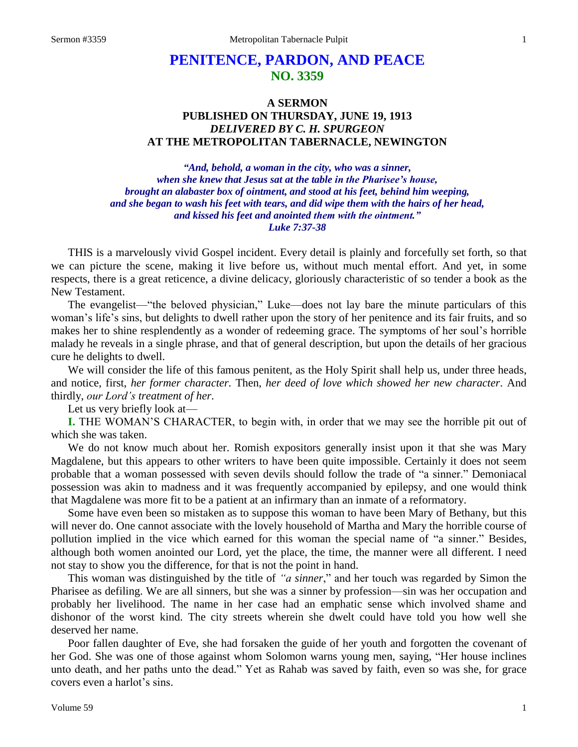# PENITENCE, PARDON, AND PEACE
## NO. 3359

### A SERMON
### PUBLISHED ON THURSDAY, JUNE 19, 1913
### *DELIVERED BY C. H. SPURGEON*
### AT THE METROPOLITAN TABERNACLE, NEWINGTON

***"And, behold, a woman in the city, who was a sinner,***
***when she knew that Jesus sat at the table in the Pharisee's house,***
***brought an alabaster box of ointment, and stood at his feet, behind him weeping,***
***and she began to wash his feet with tears, and did wipe them with the hairs of her head,***
***and kissed his feet and anointed them with the ointment."***
***Luke 7:37-38***

THIS is a marvelously vivid Gospel incident. Every detail is plainly and forcefully set forth, so that we can picture the scene, making it live before us, without much mental effort. And yet, in some respects, there is a great reticence, a divine delicacy, gloriously characteristic of so tender a book as the New Testament.

The evangelist—"the beloved physician," Luke—does not lay bare the minute particulars of this woman's life's sins, but delights to dwell rather upon the story of her penitence and its fair fruits, and so makes her to shine resplendently as a wonder of redeeming grace. The symptoms of her soul's horrible malady he reveals in a single phrase, and that of general description, but upon the details of her gracious cure he delights to dwell.

We will consider the life of this famous penitent, as the Holy Spirit shall help us, under three heads, and notice, first, *her former character*. Then, *her deed of love which showed her new character*. And thirdly, *our Lord's treatment of her*.

Let us very briefly look at—

**I.** THE WOMAN'S CHARACTER, to begin with, in order that we may see the horrible pit out of which she was taken.

We do not know much about her. Romish expositors generally insist upon it that she was Mary Magdalene, but this appears to other writers to have been quite impossible. Certainly it does not seem probable that a woman possessed with seven devils should follow the trade of "a sinner." Demoniacal possession was akin to madness and it was frequently accompanied by epilepsy, and one would think that Magdalene was more fit to be a patient at an infirmary than an inmate of a reformatory.

Some have even been so mistaken as to suppose this woman to have been Mary of Bethany, but this will never do. One cannot associate with the lovely household of Martha and Mary the horrible course of pollution implied in the vice which earned for this woman the special name of "a sinner." Besides, although both women anointed our Lord, yet the place, the time, the manner were all different. I need not stay to show you the difference, for that is not the point in hand.

This woman was distinguished by the title of *"a sinner*," and her touch was regarded by Simon the Pharisee as defiling. We are all sinners, but she was a sinner by profession—sin was her occupation and probably her livelihood. The name in her case had an emphatic sense which involved shame and dishonor of the worst kind. The city streets wherein she dwelt could have told you how well she deserved her name.

Poor fallen daughter of Eve, she had forsaken the guide of her youth and forgotten the covenant of her God. She was one of those against whom Solomon warns young men, saying, "Her house inclines unto death, and her paths unto the dead." Yet as Rahab was saved by faith, even so was she, for grace covers even a harlot's sins.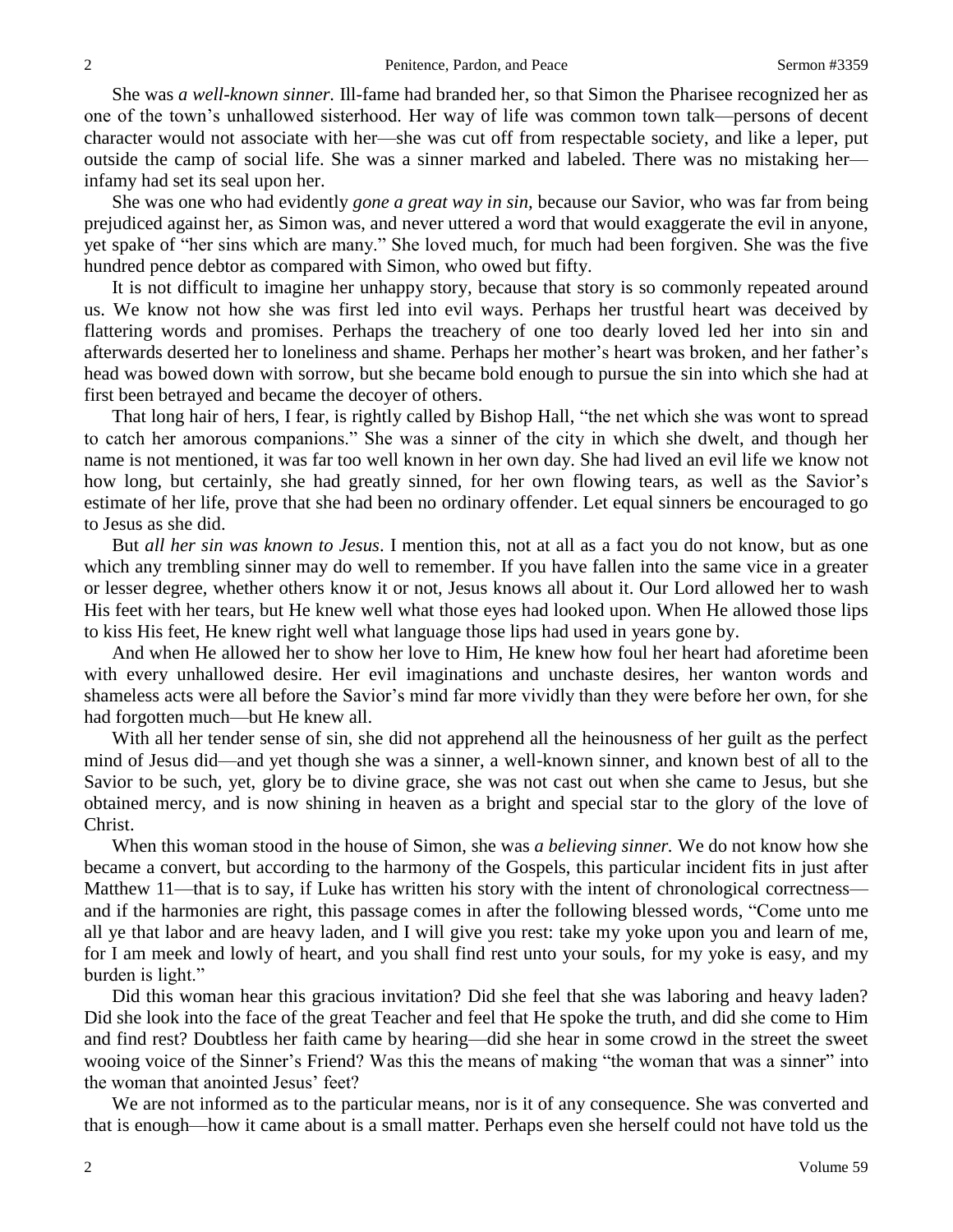She was *a well-known sinner.* Ill-fame had branded her, so that Simon the Pharisee recognized her as one of the town's unhallowed sisterhood. Her way of life was common town talk—persons of decent character would not associate with her—she was cut off from respectable society, and like a leper, put outside the camp of social life. She was a sinner marked and labeled. There was no mistaking her—infamy had set its seal upon her.

She was one who had evidently *gone a great way in sin,* because our Savior, who was far from being prejudiced against her, as Simon was, and never uttered a word that would exaggerate the evil in anyone, yet spake of "her sins which are many." She loved much, for much had been forgiven. She was the five hundred pence debtor as compared with Simon, who owed but fifty.

It is not difficult to imagine her unhappy story, because that story is so commonly repeated around us. We know not how she was first led into evil ways. Perhaps her trustful heart was deceived by flattering words and promises. Perhaps the treachery of one too dearly loved led her into sin and afterwards deserted her to loneliness and shame. Perhaps her mother's heart was broken, and her father's head was bowed down with sorrow, but she became bold enough to pursue the sin into which she had at first been betrayed and became the decoyer of others.

That long hair of hers, I fear, is rightly called by Bishop Hall, "the net which she was wont to spread to catch her amorous companions." She was a sinner of the city in which she dwelt, and though her name is not mentioned, it was far too well known in her own day. She had lived an evil life we know not how long, but certainly, she had greatly sinned, for her own flowing tears, as well as the Savior's estimate of her life, prove that she had been no ordinary offender. Let equal sinners be encouraged to go to Jesus as she did.

But *all her sin was known to Jesus*. I mention this, not at all as a fact you do not know, but as one which any trembling sinner may do well to remember. If you have fallen into the same vice in a greater or lesser degree, whether others know it or not, Jesus knows all about it. Our Lord allowed her to wash His feet with her tears, but He knew well what those eyes had looked upon. When He allowed those lips to kiss His feet, He knew right well what language those lips had used in years gone by.

And when He allowed her to show her love to Him, He knew how foul her heart had aforetime been with every unhallowed desire. Her evil imaginations and unchaste desires, her wanton words and shameless acts were all before the Savior's mind far more vividly than they were before her own, for she had forgotten much—but He knew all.

With all her tender sense of sin, she did not apprehend all the heinousness of her guilt as the perfect mind of Jesus did—and yet though she was a sinner, a well-known sinner, and known best of all to the Savior to be such, yet, glory be to divine grace, she was not cast out when she came to Jesus, but she obtained mercy, and is now shining in heaven as a bright and special star to the glory of the love of Christ.

When this woman stood in the house of Simon, she was *a believing sinner.* We do not know how she became a convert, but according to the harmony of the Gospels, this particular incident fits in just after Matthew 11—that is to say, if Luke has written his story with the intent of chronological correctness—and if the harmonies are right, this passage comes in after the following blessed words, "Come unto me all ye that labor and are heavy laden, and I will give you rest: take my yoke upon you and learn of me, for I am meek and lowly of heart, and you shall find rest unto your souls, for my yoke is easy, and my burden is light."

Did this woman hear this gracious invitation? Did she feel that she was laboring and heavy laden? Did she look into the face of the great Teacher and feel that He spoke the truth, and did she come to Him and find rest? Doubtless her faith came by hearing—did she hear in some crowd in the street the sweet wooing voice of the Sinner's Friend? Was this the means of making "the woman that was a sinner" into the woman that anointed Jesus' feet?

We are not informed as to the particular means, nor is it of any consequence. She was converted and that is enough—how it came about is a small matter. Perhaps even she herself could not have told us the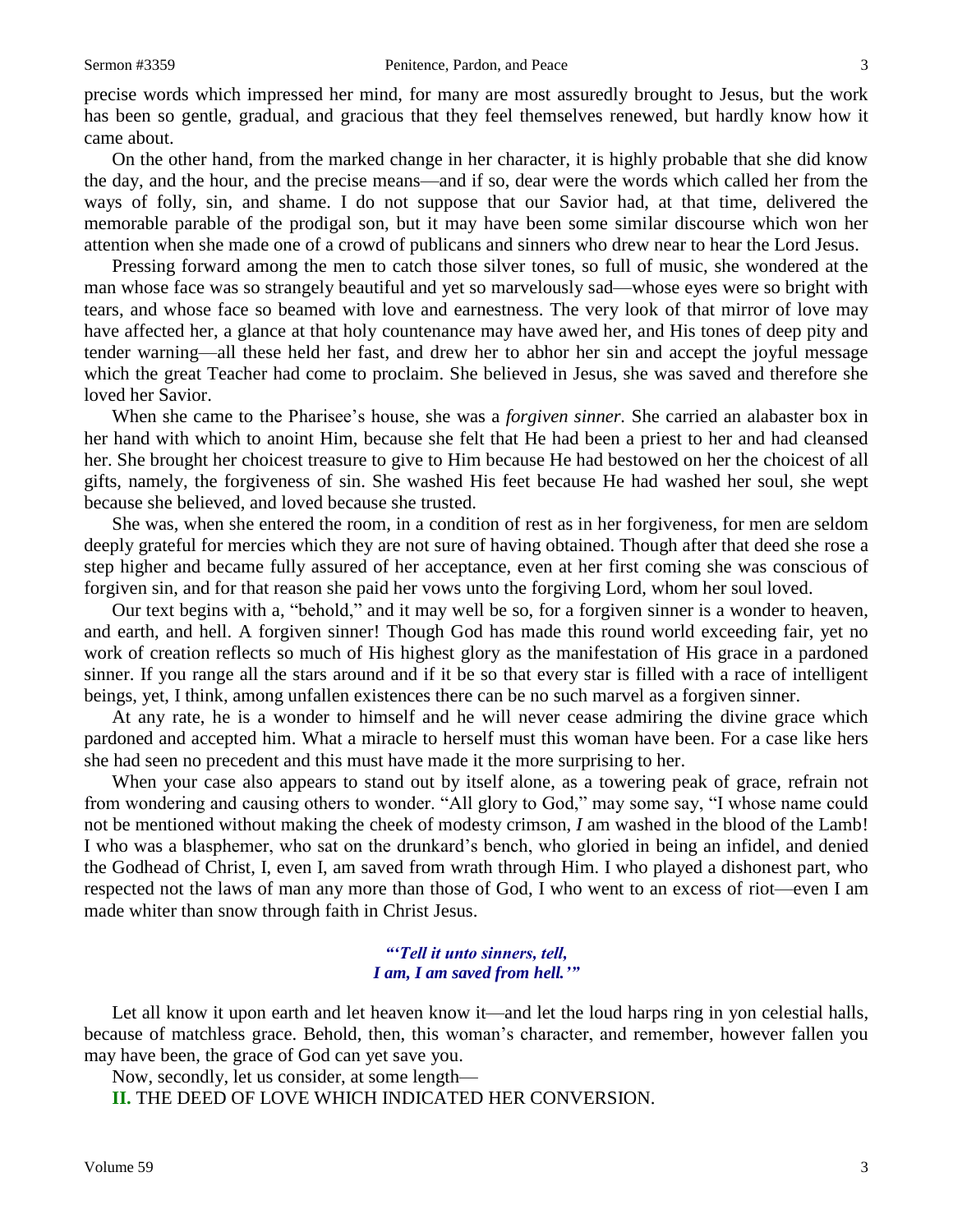precise words which impressed her mind, for many are most assuredly brought to Jesus, but the work has been so gentle, gradual, and gracious that they feel themselves renewed, but hardly know how it came about.

On the other hand, from the marked change in her character, it is highly probable that she did know the day, and the hour, and the precise means—and if so, dear were the words which called her from the ways of folly, sin, and shame. I do not suppose that our Savior had, at that time, delivered the memorable parable of the prodigal son, but it may have been some similar discourse which won her attention when she made one of a crowd of publicans and sinners who drew near to hear the Lord Jesus.

Pressing forward among the men to catch those silver tones, so full of music, she wondered at the man whose face was so strangely beautiful and yet so marvelously sad—whose eyes were so bright with tears, and whose face so beamed with love and earnestness. The very look of that mirror of love may have affected her, a glance at that holy countenance may have awed her, and His tones of deep pity and tender warning—all these held her fast, and drew her to abhor her sin and accept the joyful message which the great Teacher had come to proclaim. She believed in Jesus, she was saved and therefore she loved her Savior.

When she came to the Pharisee's house, she was a *forgiven sinner.* She carried an alabaster box in her hand with which to anoint Him, because she felt that He had been a priest to her and had cleansed her. She brought her choicest treasure to give to Him because He had bestowed on her the choicest of all gifts, namely, the forgiveness of sin. She washed His feet because He had washed her soul, she wept because she believed, and loved because she trusted.

She was, when she entered the room, in a condition of rest as in her forgiveness, for men are seldom deeply grateful for mercies which they are not sure of having obtained. Though after that deed she rose a step higher and became fully assured of her acceptance, even at her first coming she was conscious of forgiven sin, and for that reason she paid her vows unto the forgiving Lord, whom her soul loved.

Our text begins with a, "behold," and it may well be so, for a forgiven sinner is a wonder to heaven, and earth, and hell. A forgiven sinner! Though God has made this round world exceeding fair, yet no work of creation reflects so much of His highest glory as the manifestation of His grace in a pardoned sinner. If you range all the stars around and if it be so that every star is filled with a race of intelligent beings, yet, I think, among unfallen existences there can be no such marvel as a forgiven sinner.

At any rate, he is a wonder to himself and he will never cease admiring the divine grace which pardoned and accepted him. What a miracle to herself must this woman have been. For a case like hers she had seen no precedent and this must have made it the more surprising to her.

When your case also appears to stand out by itself alone, as a towering peak of grace, refrain not from wondering and causing others to wonder. "All glory to God," may some say, "I whose name could not be mentioned without making the cheek of modesty crimson, *I* am washed in the blood of the Lamb! I who was a blasphemer, who sat on the drunkard's bench, who gloried in being an infidel, and denied the Godhead of Christ, I, even I, am saved from wrath through Him. I who played a dishonest part, who respected not the laws of man any more than those of God, I who went to an excess of riot—even I am made whiter than snow through faith in Christ Jesus.

> ***"'Tell it unto sinners, tell,***
> ***I am, I am saved from hell.'"***

Let all know it upon earth and let heaven know it—and let the loud harps ring in yon celestial halls, because of matchless grace. Behold, then, this woman's character, and remember, however fallen you may have been, the grace of God can yet save you.

Now, secondly, let us consider, at some length—

**II.** THE DEED OF LOVE WHICH INDICATED HER CONVERSION.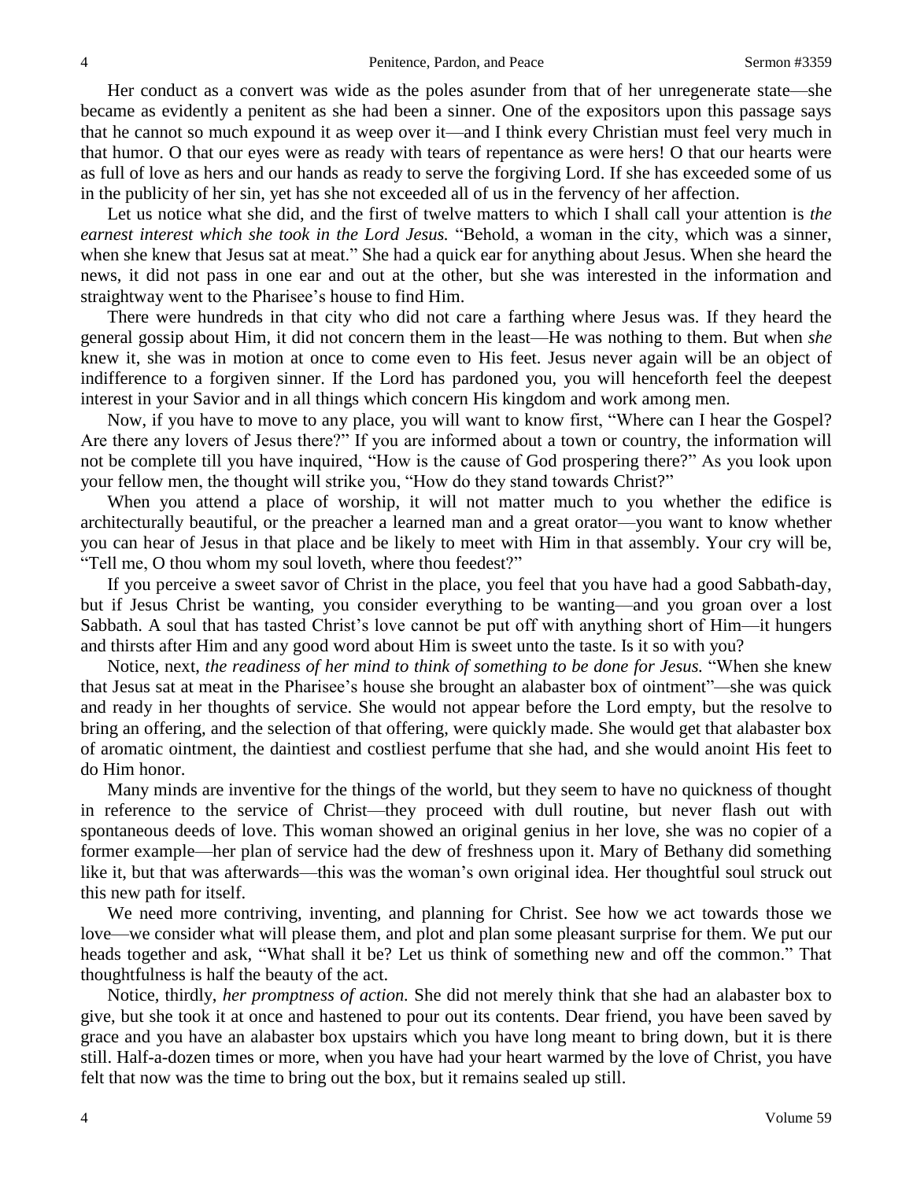Her conduct as a convert was wide as the poles asunder from that of her unregenerate state—she became as evidently a penitent as she had been a sinner. One of the expositors upon this passage says that he cannot so much expound it as weep over it—and I think every Christian must feel very much in that humor. O that our eyes were as ready with tears of repentance as were hers! O that our hearts were as full of love as hers and our hands as ready to serve the forgiving Lord. If she has exceeded some of us in the publicity of her sin, yet has she not exceeded all of us in the fervency of her affection.

Let us notice what she did, and the first of twelve matters to which I shall call your attention is *the earnest interest which she took in the Lord Jesus.* "Behold, a woman in the city, which was a sinner, when she knew that Jesus sat at meat." She had a quick ear for anything about Jesus. When she heard the news, it did not pass in one ear and out at the other, but she was interested in the information and straightway went to the Pharisee's house to find Him.

There were hundreds in that city who did not care a farthing where Jesus was. If they heard the general gossip about Him, it did not concern them in the least—He was nothing to them. But when *she* knew it, she was in motion at once to come even to His feet. Jesus never again will be an object of indifference to a forgiven sinner. If the Lord has pardoned you, you will henceforth feel the deepest interest in your Savior and in all things which concern His kingdom and work among men.

Now, if you have to move to any place, you will want to know first, "Where can I hear the Gospel? Are there any lovers of Jesus there?" If you are informed about a town or country, the information will not be complete till you have inquired, "How is the cause of God prospering there?" As you look upon your fellow men, the thought will strike you, "How do they stand towards Christ?"

When you attend a place of worship, it will not matter much to you whether the edifice is architecturally beautiful, or the preacher a learned man and a great orator—you want to know whether you can hear of Jesus in that place and be likely to meet with Him in that assembly. Your cry will be, "Tell me, O thou whom my soul loveth, where thou feedest?"

If you perceive a sweet savor of Christ in the place, you feel that you have had a good Sabbath-day, but if Jesus Christ be wanting, you consider everything to be wanting—and you groan over a lost Sabbath. A soul that has tasted Christ's love cannot be put off with anything short of Him—it hungers and thirsts after Him and any good word about Him is sweet unto the taste. Is it so with you?

Notice, next, *the readiness of her mind to think of something to be done for Jesus.* "When she knew that Jesus sat at meat in the Pharisee's house she brought an alabaster box of ointment"—she was quick and ready in her thoughts of service. She would not appear before the Lord empty, but the resolve to bring an offering, and the selection of that offering, were quickly made. She would get that alabaster box of aromatic ointment, the daintiest and costliest perfume that she had, and she would anoint His feet to do Him honor.

Many minds are inventive for the things of the world, but they seem to have no quickness of thought in reference to the service of Christ—they proceed with dull routine, but never flash out with spontaneous deeds of love. This woman showed an original genius in her love, she was no copier of a former example—her plan of service had the dew of freshness upon it. Mary of Bethany did something like it, but that was afterwards—this was the woman's own original idea. Her thoughtful soul struck out this new path for itself.

We need more contriving, inventing, and planning for Christ. See how we act towards those we love—we consider what will please them, and plot and plan some pleasant surprise for them. We put our heads together and ask, "What shall it be? Let us think of something new and off the common." That thoughtfulness is half the beauty of the act.

Notice, thirdly, *her promptness of action.* She did not merely think that she had an alabaster box to give, but she took it at once and hastened to pour out its contents. Dear friend, you have been saved by grace and you have an alabaster box upstairs which you have long meant to bring down, but it is there still. Half-a-dozen times or more, when you have had your heart warmed by the love of Christ, you have felt that now was the time to bring out the box, but it remains sealed up still.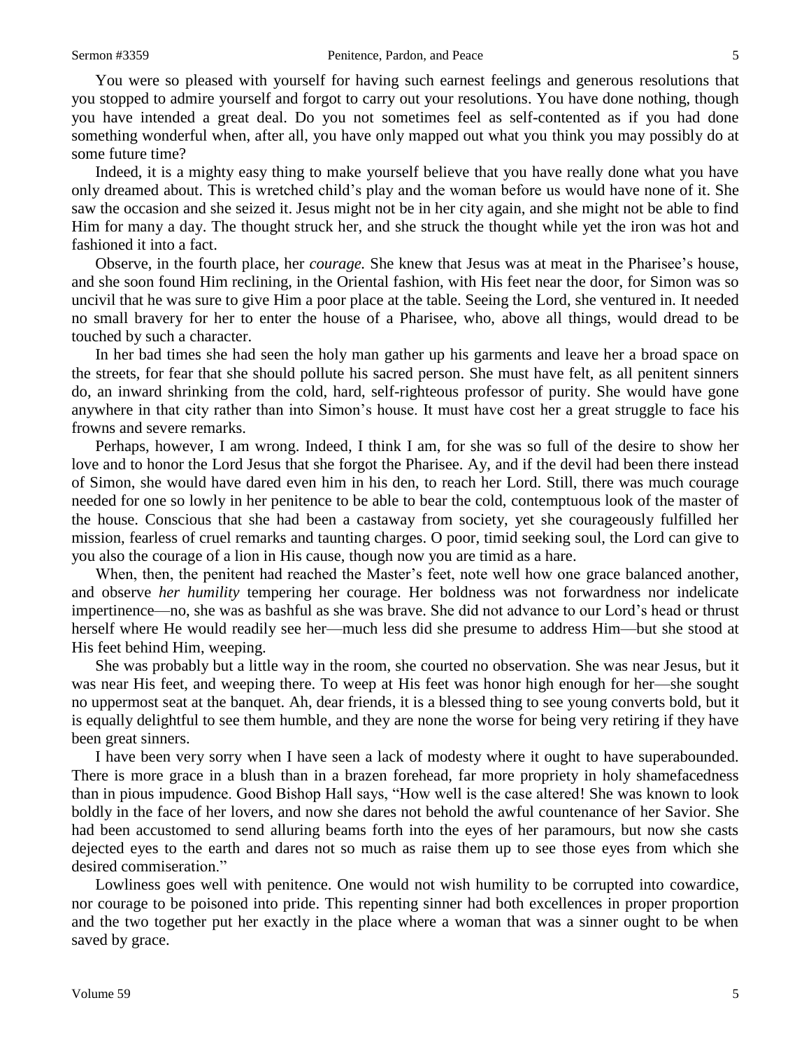You were so pleased with yourself for having such earnest feelings and generous resolutions that you stopped to admire yourself and forgot to carry out your resolutions. You have done nothing, though you have intended a great deal. Do you not sometimes feel as self-contented as if you had done something wonderful when, after all, you have only mapped out what you think you may possibly do at some future time?

Indeed, it is a mighty easy thing to make yourself believe that you have really done what you have only dreamed about. This is wretched child's play and the woman before us would have none of it. She saw the occasion and she seized it. Jesus might not be in her city again, and she might not be able to find Him for many a day. The thought struck her, and she struck the thought while yet the iron was hot and fashioned it into a fact.

Observe, in the fourth place, her *courage.* She knew that Jesus was at meat in the Pharisee's house, and she soon found Him reclining, in the Oriental fashion, with His feet near the door, for Simon was so uncivil that he was sure to give Him a poor place at the table. Seeing the Lord, she ventured in. It needed no small bravery for her to enter the house of a Pharisee, who, above all things, would dread to be touched by such a character.

In her bad times she had seen the holy man gather up his garments and leave her a broad space on the streets, for fear that she should pollute his sacred person. She must have felt, as all penitent sinners do, an inward shrinking from the cold, hard, self-righteous professor of purity. She would have gone anywhere in that city rather than into Simon's house. It must have cost her a great struggle to face his frowns and severe remarks.

Perhaps, however, I am wrong. Indeed, I think I am, for she was so full of the desire to show her love and to honor the Lord Jesus that she forgot the Pharisee. Ay, and if the devil had been there instead of Simon, she would have dared even him in his den, to reach her Lord. Still, there was much courage needed for one so lowly in her penitence to be able to bear the cold, contemptuous look of the master of the house. Conscious that she had been a castaway from society, yet she courageously fulfilled her mission, fearless of cruel remarks and taunting charges. O poor, timid seeking soul, the Lord can give to you also the courage of a lion in His cause, though now you are timid as a hare.

When, then, the penitent had reached the Master's feet, note well how one grace balanced another, and observe *her humility* tempering her courage. Her boldness was not forwardness nor indelicate impertinence—no, she was as bashful as she was brave. She did not advance to our Lord's head or thrust herself where He would readily see her—much less did she presume to address Him—but she stood at His feet behind Him, weeping.

She was probably but a little way in the room, she courted no observation. She was near Jesus, but it was near His feet, and weeping there. To weep at His feet was honor high enough for her—she sought no uppermost seat at the banquet. Ah, dear friends, it is a blessed thing to see young converts bold, but it is equally delightful to see them humble, and they are none the worse for being very retiring if they have been great sinners.

I have been very sorry when I have seen a lack of modesty where it ought to have superabounded. There is more grace in a blush than in a brazen forehead, far more propriety in holy shamefacedness than in pious impudence. Good Bishop Hall says, "How well is the case altered! She was known to look boldly in the face of her lovers, and now she dares not behold the awful countenance of her Savior. She had been accustomed to send alluring beams forth into the eyes of her paramours, but now she casts dejected eyes to the earth and dares not so much as raise them up to see those eyes from which she desired commiseration."

Lowliness goes well with penitence. One would not wish humility to be corrupted into cowardice, nor courage to be poisoned into pride. This repenting sinner had both excellences in proper proportion and the two together put her exactly in the place where a woman that was a sinner ought to be when saved by grace.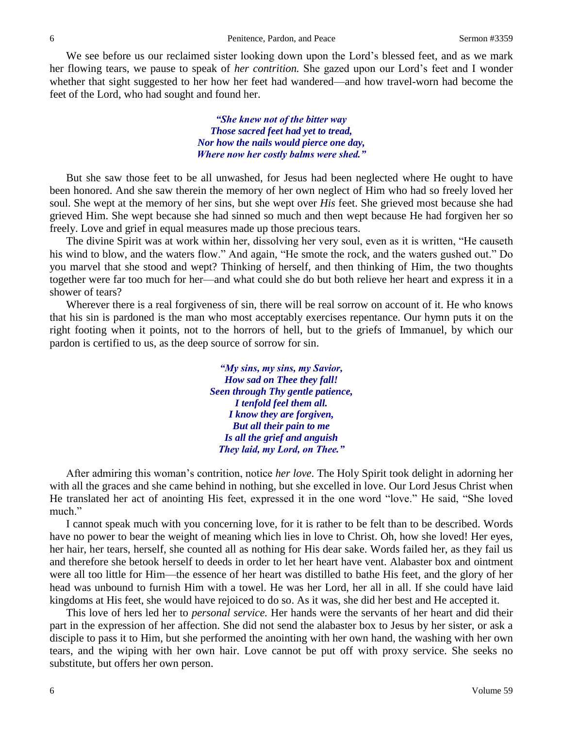We see before us our reclaimed sister looking down upon the Lord's blessed feet, and as we mark her flowing tears, we pause to speak of *her contrition.* She gazed upon our Lord's feet and I wonder whether that sight suggested to her how her feet had wandered—and how travel-worn had become the feet of the Lord, who had sought and found her.

> ***"She knew not of the bitter way***
> ***Those sacred feet had yet to tread,***
> ***Nor how the nails would pierce one day,***
> ***Where now her costly balms were shed."***

But she saw those feet to be all unwashed, for Jesus had been neglected where He ought to have been honored. And she saw therein the memory of her own neglect of Him who had so freely loved her soul. She wept at the memory of her sins, but she wept over *His* feet. She grieved most because she had grieved Him. She wept because she had sinned so much and then wept because He had forgiven her so freely. Love and grief in equal measures made up those precious tears.

The divine Spirit was at work within her, dissolving her very soul, even as it is written, "He causeth his wind to blow, and the waters flow." And again, "He smote the rock, and the waters gushed out." Do you marvel that she stood and wept? Thinking of herself, and then thinking of Him, the two thoughts together were far too much for her—and what could she do but both relieve her heart and express it in a shower of tears?

Wherever there is a real forgiveness of sin, there will be real sorrow on account of it. He who knows that his sin is pardoned is the man who most acceptably exercises repentance. Our hymn puts it on the right footing when it points, not to the horrors of hell, but to the griefs of Immanuel, by which our pardon is certified to us, as the deep source of sorrow for sin.

> ***"My sins, my sins, my Savior,***
> ***How sad on Thee they fall!***
> ***Seen through Thy gentle patience,***
> ***I tenfold feel them all.***
> ***I know they are forgiven,***
> ***But all their pain to me***
> ***Is all the grief and anguish***
> ***They laid, my Lord, on Thee."***

After admiring this woman's contrition, notice *her love*. The Holy Spirit took delight in adorning her with all the graces and she came behind in nothing, but she excelled in love. Our Lord Jesus Christ when He translated her act of anointing His feet, expressed it in the one word "love." He said, "She loved much."

I cannot speak much with you concerning love, for it is rather to be felt than to be described. Words have no power to bear the weight of meaning which lies in love to Christ. Oh, how she loved! Her eyes, her hair, her tears, herself, she counted all as nothing for His dear sake. Words failed her, as they fail us and therefore she betook herself to deeds in order to let her heart have vent. Alabaster box and ointment were all too little for Him—the essence of her heart was distilled to bathe His feet, and the glory of her head was unbound to furnish Him with a towel. He was her Lord, her all in all. If she could have laid kingdoms at His feet, she would have rejoiced to do so. As it was, she did her best and He accepted it.

This love of hers led her to *personal service.* Her hands were the servants of her heart and did their part in the expression of her affection. She did not send the alabaster box to Jesus by her sister, or ask a disciple to pass it to Him, but she performed the anointing with her own hand, the washing with her own tears, and the wiping with her own hair. Love cannot be put off with proxy service. She seeks no substitute, but offers her own person.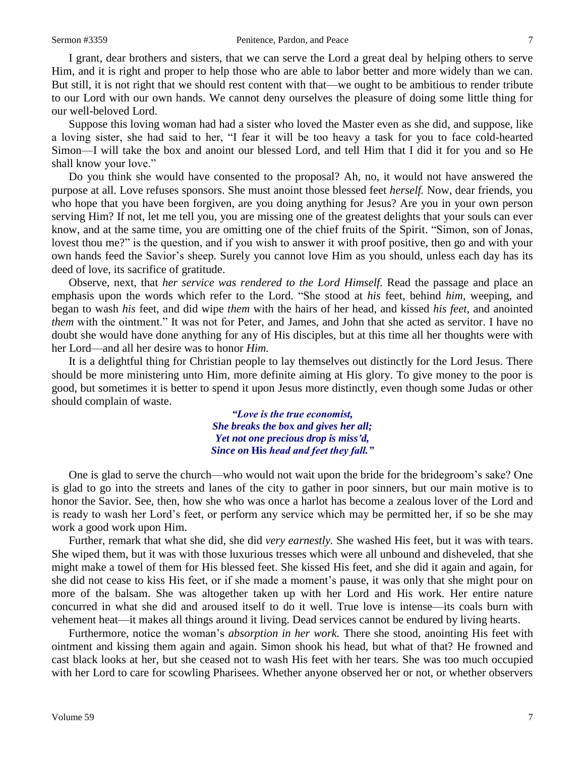I grant, dear brothers and sisters, that we can serve the Lord a great deal by helping others to serve Him, and it is right and proper to help those who are able to labor better and more widely than we can. But still, it is not right that we should rest content with that—we ought to be ambitious to render tribute to our Lord with our own hands. We cannot deny ourselves the pleasure of doing some little thing for our well-beloved Lord.

Suppose this loving woman had had a sister who loved the Master even as she did, and suppose, like a loving sister, she had said to her, "I fear it will be too heavy a task for you to face cold-hearted Simon—I will take the box and anoint our blessed Lord, and tell Him that I did it for you and so He shall know your love."

Do you think she would have consented to the proposal? Ah, no, it would not have answered the purpose at all. Love refuses sponsors. She must anoint those blessed feet *herself.* Now, dear friends, you who hope that you have been forgiven, are you doing anything for Jesus? Are you in your own person serving Him? If not, let me tell you, you are missing one of the greatest delights that your souls can ever know, and at the same time, you are omitting one of the chief fruits of the Spirit. "Simon, son of Jonas, lovest thou me?" is the question, and if you wish to answer it with proof positive, then go and with your own hands feed the Savior's sheep. Surely you cannot love Him as you should, unless each day has its deed of love, its sacrifice of gratitude.

Observe, next, that *her service was rendered to the Lord Himself.* Read the passage and place an emphasis upon the words which refer to the Lord. "She stood at *his* feet, behind *him,* weeping, and began to wash *his* feet, and did wipe *them* with the hairs of her head, and kissed *his feet,* and anointed *them* with the ointment." It was not for Peter, and James, and John that she acted as servitor. I have no doubt she would have done anything for any of His disciples, but at this time all her thoughts were with her Lord—and all her desire was to honor *Him.*

It is a delightful thing for Christian people to lay themselves out distinctly for the Lord Jesus. There should be more ministering unto Him, more definite aiming at His glory. To give money to the poor is good, but sometimes it is better to spend it upon Jesus more distinctly, even though some Judas or other should complain of waste.

> ***"Love is the true economist,***
> ***She breaks the box and gives her all;***
> ***Yet not one precious drop is miss'd,***
> ***Since on* His *head and feet they fall."***

One is glad to serve the church—who would not wait upon the bride for the bridegroom's sake? One is glad to go into the streets and lanes of the city to gather in poor sinners, but our main motive is to honor the Savior. See, then, how she who was once a harlot has become a zealous lover of the Lord and is ready to wash her Lord's feet, or perform any service which may be permitted her, if so be she may work a good work upon Him.

Further, remark that what she did, she did *very earnestly.* She washed His feet, but it was with tears. She wiped them, but it was with those luxurious tresses which were all unbound and disheveled, that she might make a towel of them for His blessed feet. She kissed His feet, and she did it again and again, for she did not cease to kiss His feet, or if she made a moment's pause, it was only that she might pour on more of the balsam. She was altogether taken up with her Lord and His work. Her entire nature concurred in what she did and aroused itself to do it well. True love is intense—its coals burn with vehement heat—it makes all things around it living. Dead services cannot be endured by living hearts.

Furthermore, notice the woman's *absorption in her work.* There she stood, anointing His feet with ointment and kissing them again and again. Simon shook his head, but what of that? He frowned and cast black looks at her, but she ceased not to wash His feet with her tears. She was too much occupied with her Lord to care for scowling Pharisees. Whether anyone observed her or not, or whether observers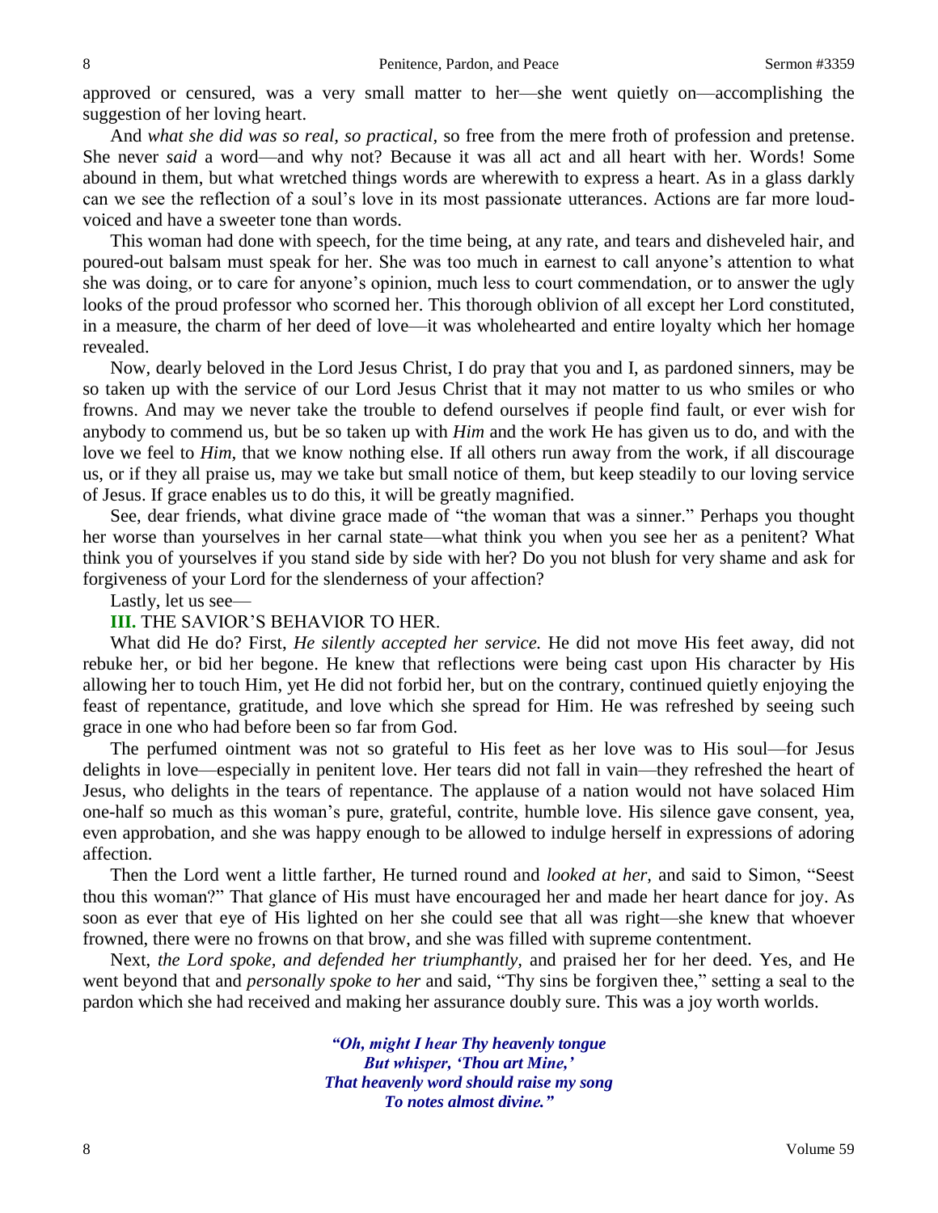approved or censured, was a very small matter to her—she went quietly on—accomplishing the suggestion of her loving heart.

And *what she did was so real, so practical,* so free from the mere froth of profession and pretense. She never *said* a word—and why not? Because it was all act and all heart with her. Words! Some abound in them, but what wretched things words are wherewith to express a heart. As in a glass darkly can we see the reflection of a soul's love in its most passionate utterances. Actions are far more loud-voiced and have a sweeter tone than words.

This woman had done with speech, for the time being, at any rate, and tears and disheveled hair, and poured-out balsam must speak for her. She was too much in earnest to call anyone's attention to what she was doing, or to care for anyone's opinion, much less to court commendation, or to answer the ugly looks of the proud professor who scorned her. This thorough oblivion of all except her Lord constituted, in a measure, the charm of her deed of love—it was wholehearted and entire loyalty which her homage revealed.

Now, dearly beloved in the Lord Jesus Christ, I do pray that you and I, as pardoned sinners, may be so taken up with the service of our Lord Jesus Christ that it may not matter to us who smiles or who frowns. And may we never take the trouble to defend ourselves if people find fault, or ever wish for anybody to commend us, but be so taken up with *Him* and the work He has given us to do, and with the love we feel to *Him,* that we know nothing else. If all others run away from the work, if all discourage us, or if they all praise us, may we take but small notice of them, but keep steadily to our loving service of Jesus. If grace enables us to do this, it will be greatly magnified.

See, dear friends, what divine grace made of "the woman that was a sinner." Perhaps you thought her worse than yourselves in her carnal state—what think you when you see her as a penitent? What think you of yourselves if you stand side by side with her? Do you not blush for very shame and ask for forgiveness of your Lord for the slenderness of your affection?

Lastly, let us see—

**III.** THE SAVIOR'S BEHAVIOR TO HER.

What did He do? First, *He silently accepted her service.* He did not move His feet away, did not rebuke her, or bid her begone. He knew that reflections were being cast upon His character by His allowing her to touch Him, yet He did not forbid her, but on the contrary, continued quietly enjoying the feast of repentance, gratitude, and love which she spread for Him. He was refreshed by seeing such grace in one who had before been so far from God.

The perfumed ointment was not so grateful to His feet as her love was to His soul—for Jesus delights in love—especially in penitent love. Her tears did not fall in vain—they refreshed the heart of Jesus, who delights in the tears of repentance. The applause of a nation would not have solaced Him one-half so much as this woman's pure, grateful, contrite, humble love. His silence gave consent, yea, even approbation, and she was happy enough to be allowed to indulge herself in expressions of adoring affection.

Then the Lord went a little farther, He turned round and *looked at her,* and said to Simon, "Seest thou this woman?" That glance of His must have encouraged her and made her heart dance for joy. As soon as ever that eye of His lighted on her she could see that all was right—she knew that whoever frowned, there were no frowns on that brow, and she was filled with supreme contentment.

Next, *the Lord spoke, and defended her triumphantly,* and praised her for her deed. Yes, and He went beyond that and *personally spoke to her* and said, "Thy sins be forgiven thee," setting a seal to the pardon which she had received and making her assurance doubly sure. This was a joy worth worlds.

> ***"Oh, might I hear Thy heavenly tongue***
> ***But whisper, 'Thou art Mine,'***
> ***That heavenly word should raise my song***
> ***To notes almost divine."***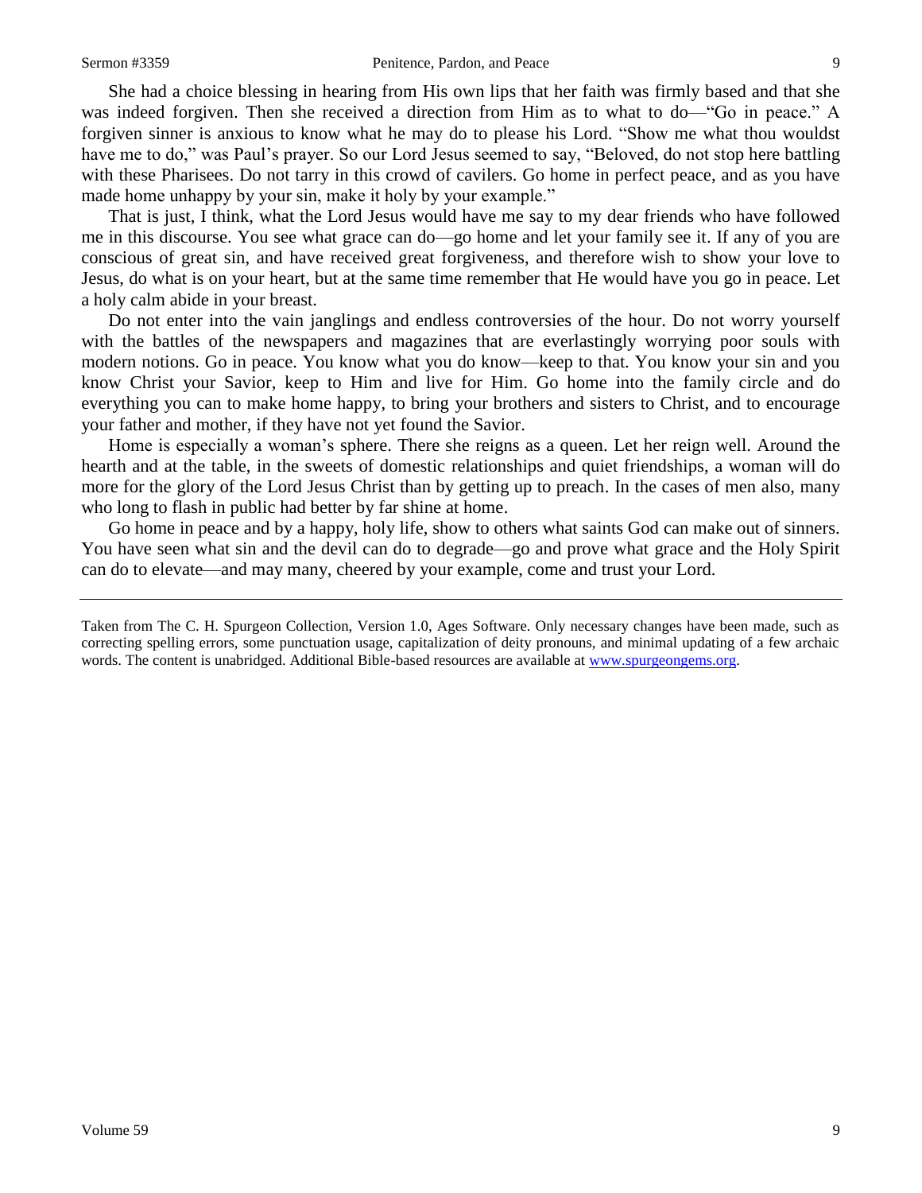She had a choice blessing in hearing from His own lips that her faith was firmly based and that she was indeed forgiven. Then she received a direction from Him as to what to do—"Go in peace." A forgiven sinner is anxious to know what he may do to please his Lord. "Show me what thou wouldst have me to do," was Paul's prayer. So our Lord Jesus seemed to say, "Beloved, do not stop here battling with these Pharisees. Do not tarry in this crowd of cavilers. Go home in perfect peace, and as you have made home unhappy by your sin, make it holy by your example."

That is just, I think, what the Lord Jesus would have me say to my dear friends who have followed me in this discourse. You see what grace can do—go home and let your family see it. If any of you are conscious of great sin, and have received great forgiveness, and therefore wish to show your love to Jesus, do what is on your heart, but at the same time remember that He would have you go in peace. Let a holy calm abide in your breast.

Do not enter into the vain janglings and endless controversies of the hour. Do not worry yourself with the battles of the newspapers and magazines that are everlastingly worrying poor souls with modern notions. Go in peace. You know what you do know—keep to that. You know your sin and you know Christ your Savior, keep to Him and live for Him. Go home into the family circle and do everything you can to make home happy, to bring your brothers and sisters to Christ, and to encourage your father and mother, if they have not yet found the Savior.

Home is especially a woman's sphere. There she reigns as a queen. Let her reign well. Around the hearth and at the table, in the sweets of domestic relationships and quiet friendships, a woman will do more for the glory of the Lord Jesus Christ than by getting up to preach. In the cases of men also, many who long to flash in public had better by far shine at home.

Go home in peace and by a happy, holy life, show to others what saints God can make out of sinners. You have seen what sin and the devil can do to degrade—go and prove what grace and the Holy Spirit can do to elevate—and may many, cheered by your example, come and trust your Lord.

---

Taken from The C. H. Spurgeon Collection, Version 1.0, Ages Software. Only necessary changes have been made, such as correcting spelling errors, some punctuation usage, capitalization of deity pronouns, and minimal updating of a few archaic words. The content is unabridged. Additional Bible-based resources are available at [www.spurgeongems.org](http://www.spurgeongems.org).